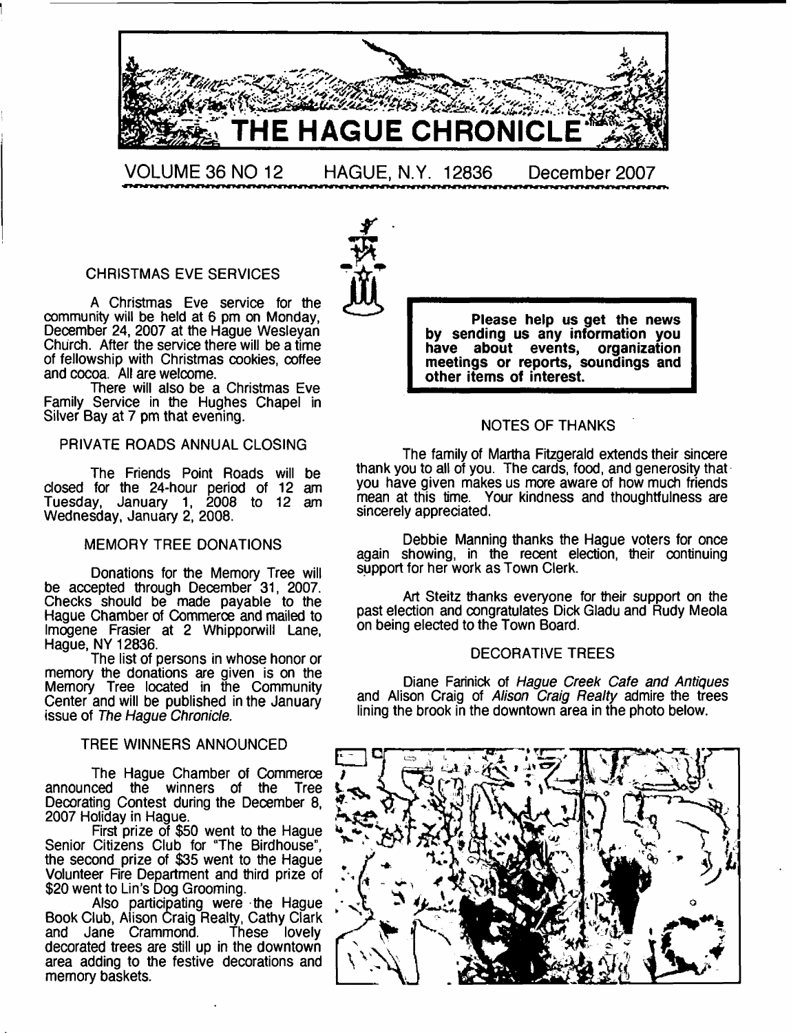# THE HAGUE CHRONICLE

VOLUME 36 NO 12 HAGUE, N.Y. 12836 December 2007

## CHRISTMAS EVE SERVICES

A Christmas Eve service for the community will be held at 6 pm on Monday, December 24, 2007 at the Hague Wesleyan Church. After the service there will be a time of fellowship with Christmas cookies, coffee and cocoa. All are welcome.

There will also be a Christmas Eve Family Service in the Hughes Chapel in Silver Bay at 7 pm that evening.

## PRIVATE ROADS ANNUAL CLOSING

The Friends Point Roads will be closed for the 24-hour period of 12 am Tuesday, January 1, 2008 to 12 am Wednesday, January 2, 2008.

## MEMORY TREE DONATIONS

Donations for the Memory Tree will be accepted through December 31, 2007. Checks should be made payable to the Hague Chamber of Commerce and mailed to Imogene Frasier at 2 Whipporwill Lane, Hague, NY 12836.

The list of persons in whose honor or memory the donations are given is on the Memory Tree located in the Community Center and will be published in the January issue of *The Hague Chronicle.*

## TREE WINNERS ANNOUNCED

The Hague Chamber of Commerce announced the winners of the Tree Decorating Contest during the December 8, 2007 Holiday in Hague.

First prize of $50 went to the Hague Senior Citizens Club for "The Birdhouse", the second prize of $35 went to the Hague Volunteer Fire Department and third prize of $20 went to Lin's Dog Grooming.

Also participating were the Hague Book Club, Alison Craig Realty, Cathy Clark and Jane Crammond. These lovely decorated trees are still up in the downtown area adding to the festive decorations and memory baskets.

**Please help us get the news by sending us any information you have about events, organization meetings or reports, soundings and other items of interest.**

## NOTES OF THANKS

The family of Martha Fitzgerald extends their sincere thank you to all of you. The cards, food, and generosity that you have given makes us more aware of how much friends mean at this time. Your kindness and thoughtfulness are sincerely appreciated.

Debbie Manning thanks the Hague voters for once again showing, in the recent election, their continuing support for her work as Town Clerk.

Art Steitz thanks everyone for their support on the past election and congratulates Dick Gladu and Rudy Meola on being elected to the Town Board.

## DECORATIVE TREES

Diane Farinick of *Hague Creek Cafe and Antiques* and Alison Craig of *Alison Craig Realty* admire the trees lining the brook in the downtown area in the photo below.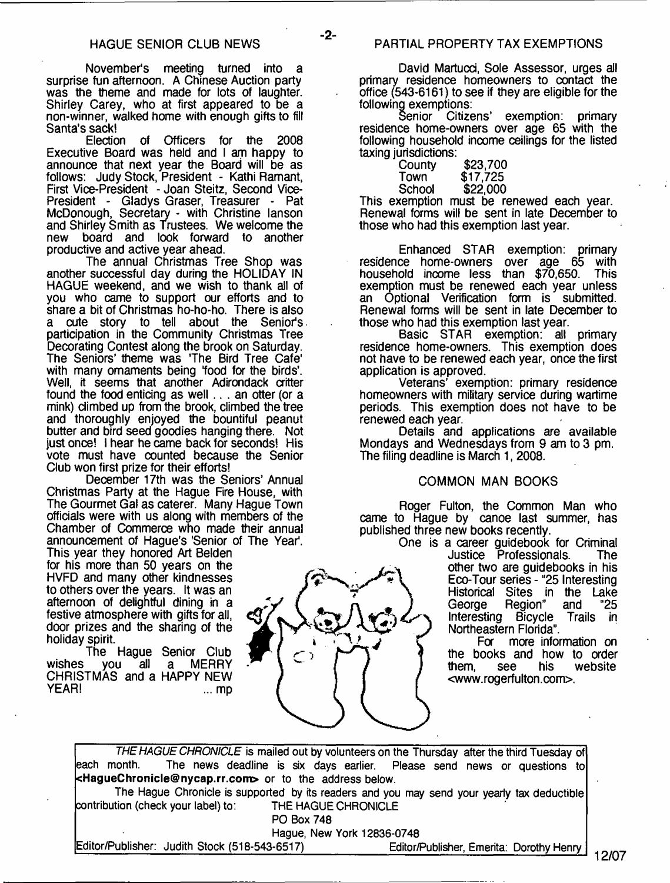## HAGUE SENIOR CLUB NEWS

November's meeting turned into a surprise fun afternoon. A Chinese Auction party was the theme and made for lots of laughter. Shirley Carey, who at first appeared to be a non-winner, walked home with enough gifts to fill Santa's sack!

Election of Officers for the 2008 Executive Board was held and I am happy to announce that next year the Board will be as follows: Judy Stock, President - Kathi Ramant, First Vice-President - Joan Steitz, Second Vice-President - Gladys Graser, Treasurer - Pat McDonough, Secretary - with Christine lanson and Shirley Smith as Trustees. We welcome the new board and look forward to another productive and active year ahead.

The annual Christmas Tree Shop was another successful day during the HOLIDAY IN HAGUE weekend, and we wish to thank all of you who came to support our efforts and to share a bit of Christmas ho-ho-ho. There is also a cute story to tell about the Senior's participation in the Community Christmas Tree Decorating Contest along the brook on Saturday. The Seniors' theme was 'The Bird Tree Cafe' with many ornaments being 'food for the birds'. Well, it seems that another Adirondack critter found the food enticing as well . . . an otter (or a mink) climbed up from the brook, climbed the tree and thoroughly enjoyed the bountiful peanut butter and bird seed goodies hanging there. Not just once! I hear he came back for seconds! His vote must have counted because the Senior Club won first prize for their efforts!

December 17th was the Seniors' Annual Christmas Party at the Hague Fire House, with The Gourmet Gal as caterer. Many Hague Town officials were with us along with members of the Chamber of Commerce who made their annual announcement of Hague's 'Senior of The Year'. This year they honored Art Belden for his more than 50 years on the HVFD and many other kindnesses to others over the years. It was an afternoon of delightful dining in a festive atmosphere with gifts for all, door prizes and the sharing of the holiday spirit.

The Hague Senior Club wishes you all a MERRY CHRISTMAS and a HAPPY NEW YEAR! ... mp

## PARTIAL PROPERTY TAX EXEMPTIONS

David Martucci, Sole Assessor, urges all primary residence homeowners to contact the office (543-6161) to see if they are eligible for the following exemptions:

Senior Citizens' exemption: primary residence home-owners over age 65 with the following household income ceilings for the listed taxing jurisdictions:

| | |
|---|---|
| County | $23,700 |
| Town | $17,725 |
| School | $22,000 |

This exemption must be renewed each year. Renewal forms will be sent in late December to those who had this exemption last year.

Enhanced STAR exemption: primary residence home-owners over age 65 with household income less than $70,650. This exemption must be renewed each year unless an Optional Verification form is submitted. Renewal forms will be sent in late December to those who had this exemption last year.

Basic STAR exemption: all primary residence home-owners. This exemption does not have to be renewed each year, once the first application is approved.

Veterans' exemption: primary residence homeowners with military service during wartime periods. This exemption does not have to be renewed each year.

Details and applications are available Mondays and Wednesdays from 9 am to 3 pm. The filing deadline is March 1, 2008.

## COMMON MAN BOOKS

Roger Fulton, the Common Man who came to Hague by canoe last summer, has published three new books recently.

One is a career guidebook for Criminal Justice Professionals. The other two are guidebooks in his Eco-Tour series - "25 Interesting Historical Sites in the Lake George Region" and "25 Interesting Bicycle Trails in Northeastern Florida".

For more information on the books and how to order them, see his website <www.rogerfulton.com>.

---

*THE HAGUE CHRONICLE* is mailed out by volunteers on the Thursday after the third Tuesday of each month. The news deadline is six days earlier. Please send news or questions to **<HagueChronicle@nycap.rr.com>** or to the address below.

The Hague Chronicle is supported by its readers and you may send your yearly tax deductible contribution (check your label) to: THE HAGUE CHRONICLE
PO Box 748
Hague, New York 12836-0748

Editor/Publisher: Judith Stock (518-543-6517) Editor/Publisher, Emerita: Dorothy Henry

12/07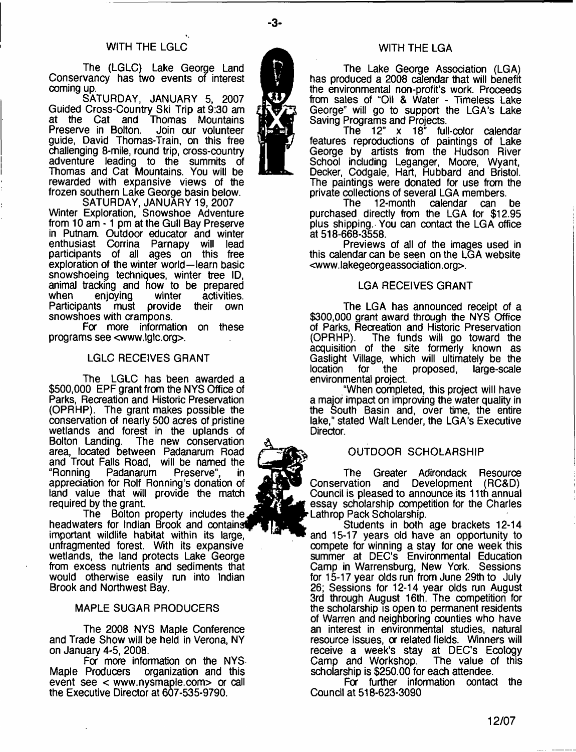## WITH THE LGLC

The (LGLC) Lake George Land Conservancy has two events of interest coming up.

SATURDAY, JANUARY 5, 2007 Guided Cross-Country Ski Trip at 9:30 am at the Cat and Thomas Mountains Preserve in Bolton. Join our volunteer guide, David Thomas-Train, on this free challenging 8-mile, round trip, cross-country adventure leading to the summits of Thomas and Cat Mountains. You will be rewarded with expansive views of the frozen southern Lake George basin below.

SATURDAY, JANUARY 19, 2007 Winter Exploration, Snowshoe Adventure from 10 am - 1 pm at the Gull Bay Preserve in Putnam. Outdoor educator and winter enthusiast Corrina Parnapy will lead participants of all ages on this free exploration of the winter world—learn basic snowshoeing techniques, winter tree ID, animal tracking and how to be prepared when enjoying winter activities. Participants must provide their own snowshoes with crampons.

For more information on these programs see <www.lglc.org>.

## LGLC RECEIVES GRANT

The LGLC has been awarded a $500,000 EPF grant from the NYS Office of Parks, Recreation and Historic Preservation (OPRHP). The grant makes possible the conservation of nearly 500 acres of pristine wetlands and forest in the uplands of Bolton Landing. The new conservation area, located between Padanarum Road and Trout Falls Road, will be named the "Ronning Padanarum Preserve", in appreciation for Rolf Ronning's donation of land value that will provide the match required by the grant.

The Bolton property includes the headwaters for Indian Brook and contains important wildlife habitat within its large, unfragmented forest. With its expansive wetlands, the land protects Lake George from excess nutrients and sediments that would otherwise easily run into Indian Brook and Northwest Bay.

## MAPLE SUGAR PRODUCERS

The 2008 NYS Maple Conference and Trade Show will be held in Verona, NY on January 4-5, 2008.

For more information on the NYS Maple Producers organization and this event see < www.nysmaple.com> or call the Executive Director at 607-535-9790.

## WITH THE LGA

The Lake George Association (LGA) has produced a 2008 calendar that will benefit the environmental non-profit's work. Proceeds from sales of "Oil & Water - Timeless Lake George" will go to support the LGA's Lake Saving Programs and Projects.

The 12" x 18" full-color calendar features reproductions of paintings of Lake George by artists from the Hudson River School including Leganger, Moore, Wyant, Decker, Codgale, Hart, Hubbard and Bristol. The paintings were donated for use from the private collections of several LGA members.

The 12-month calendar can be purchased directly from the LGA for $12.95 plus shipping. You can contact the LGA office at 518-668-3558.

Previews of all of the images used in this calendar can be seen on the LGA website <www.lakegeorgeassociation.org>.

## LGA RECEIVES GRANT

The LGA has announced receipt of a $300,000 grant award through the NYS Office of Parks, Recreation and Historic Preservation (OPRHP). The funds will go toward the acquisition of the site formerly known as Gaslight Village, which will ultimately be the location for the proposed, large-scale environmental project.

"When completed, this project will have a major impact on improving the water quality in the South Basin and, over time, the entire lake," stated Walt Lender, the LGA's Executive Director.

## OUTDOOR SCHOLARSHIP

The Greater Adirondack Resource Conservation and Development (RC&D) Council is pleased to announce its 11th annual essay scholarship competition for the Charles Lathrop Pack Scholarship.

Students in both age brackets 12-14 and 15-17 years old have an opportunity to compete for winning a stay for one week this summer at DEC's Environmental Education Camp in Warrensburg, New York. Sessions for 15-17 year olds run from June 29th to July 26; Sessions for 12-14 year olds run August 3rd through August 16th. The competition for the scholarship is open to permanent residents of Warren and neighboring counties who have an interest in environmental studies, natural resource issues, or related fields. Winners will receive a week's stay at DEC's Ecology Camp and Workshop. The value of this scholarship is $250.00 for each attendee.

For further information contact the Council at 518-623-3090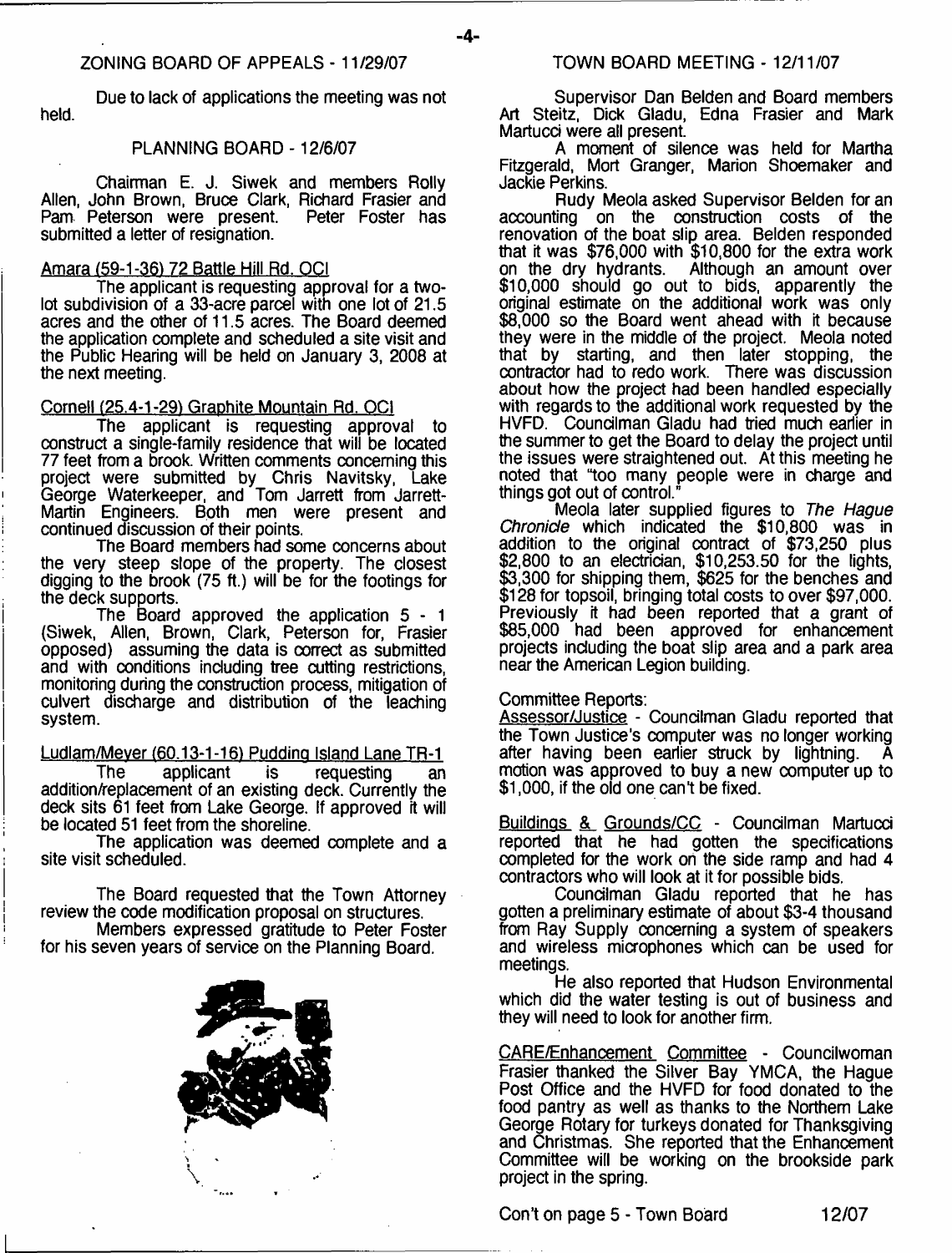## ZONING BOARD OF APPEALS - 11/29/07

Due to lack of applications the meeting was not held.

## PLANNING BOARD - 12/6/07

Chairman E. J. Siwek and members Rolly Allen, John Brown, Bruce Clark, Richard Frasier and Pam Peterson were present. Peter Foster has submitted a letter of resignation.

Amara (59-1-36) 72 Battle Hill Rd. OCI

The applicant is requesting approval for a two-lot subdivision of a 33-acre parcel with one lot of 21.5 acres and the other of 11.5 acres. The Board deemed the application complete and scheduled a site visit and the Public Hearing will be held on January 3, 2008 at the next meeting.

Cornell (25.4-1-29) Graphite Mountain Rd. OCI

The applicant is requesting approval to construct a single-family residence that will be located 77 feet from a brook. Written comments concerning this project were submitted by Chris Navitsky, Lake George Waterkeeper, and Tom Jarrett from Jarrett-Martin Engineers. Both men were present and continued discussion of their points.

The Board members had some concerns about the very steep slope of the property. The closest digging to the brook (75 ft.) will be for the footings for the deck supports.

The Board approved the application 5 - 1 (Siwek, Allen, Brown, Clark, Peterson for, Frasier opposed) assuming the data is correct as submitted and with conditions including tree cutting restrictions, monitoring during the construction process, mitigation of culvert discharge and distribution of the leaching system.

Ludlam/Meyer (60.13-1-16) Pudding Island Lane TR-1

The applicant is requesting an addition/replacement of an existing deck. Currently the deck sits 61 feet from Lake George. If approved it will be located 51 feet from the shoreline.

The application was deemed complete and a site visit scheduled.

The Board requested that the Town Attorney review the code modification proposal on structures.

Members expressed gratitude to Peter Foster for his seven years of service on the Planning Board.

## TOWN BOARD MEETING - 12/11/07

Supervisor Dan Belden and Board members Art Steitz, Dick Gladu, Edna Frasier and Mark Martucci were all present.

A moment of silence was held for Martha Fitzgerald, Mort Granger, Marion Shoemaker and Jackie Perkins.

Rudy Meola asked Supervisor Belden for an accounting on the construction costs of the renovation of the boat slip area. Belden responded that it was $76,000 with $10,800 for the extra work on the dry hydrants. Although an amount over $10,000 should go out to bids, apparently the original estimate on the additional work was only $8,000 so the Board went ahead with it because they were in the middle of the project. Meola noted that by starting, and then later stopping, the contractor had to redo work. There was discussion about how the project had been handled especially with regards to the additional work requested by the HVFD. Councilman Gladu had tried much earlier in the summer to get the Board to delay the project until the issues were straightened out. At this meeting he noted that "too many people were in charge and things got out of control."

Meola later supplied figures to *The Hague Chronicle* which indicated the $10,800 was in addition to the original contract of $73,250 plus $2,800 to an electrician, $10,253.50 for the lights, $3,300 for shipping them, $625 for the benches and $128 for topsoil, bringing total costs to over $97,000. Previously it had been reported that a grant of $85,000 had been approved for enhancement projects including the boat slip area and a park area near the American Legion building.

Committee Reports:

Assessor/Justice - Councilman Gladu reported that the Town Justice's computer was no longer working after having been earlier struck by lightning. A motion was approved to buy a new computer up to $1,000, if the old one can't be fixed.

Buildings & Grounds/CC - Councilman Martucci reported that he had gotten the specifications completed for the work on the side ramp and had 4 contractors who will look at it for possible bids.

Councilman Gladu reported that he has gotten a preliminary estimate of about $3-4 thousand from Ray Supply concerning a system of speakers and wireless microphones which can be used for meetings.

He also reported that Hudson Environmental which did the water testing is out of business and they will need to look for another firm.

CARE/Enhancement Committee - Councilwoman Frasier thanked the Silver Bay YMCA, the Hague Post Office and the HVFD for food donated to the food pantry as well as thanks to the Northern Lake George Rotary for turkeys donated for Thanksgiving and Christmas. She reported that the Enhancement Committee will be working on the brookside park project in the spring.

Con't on page 5 - Town Board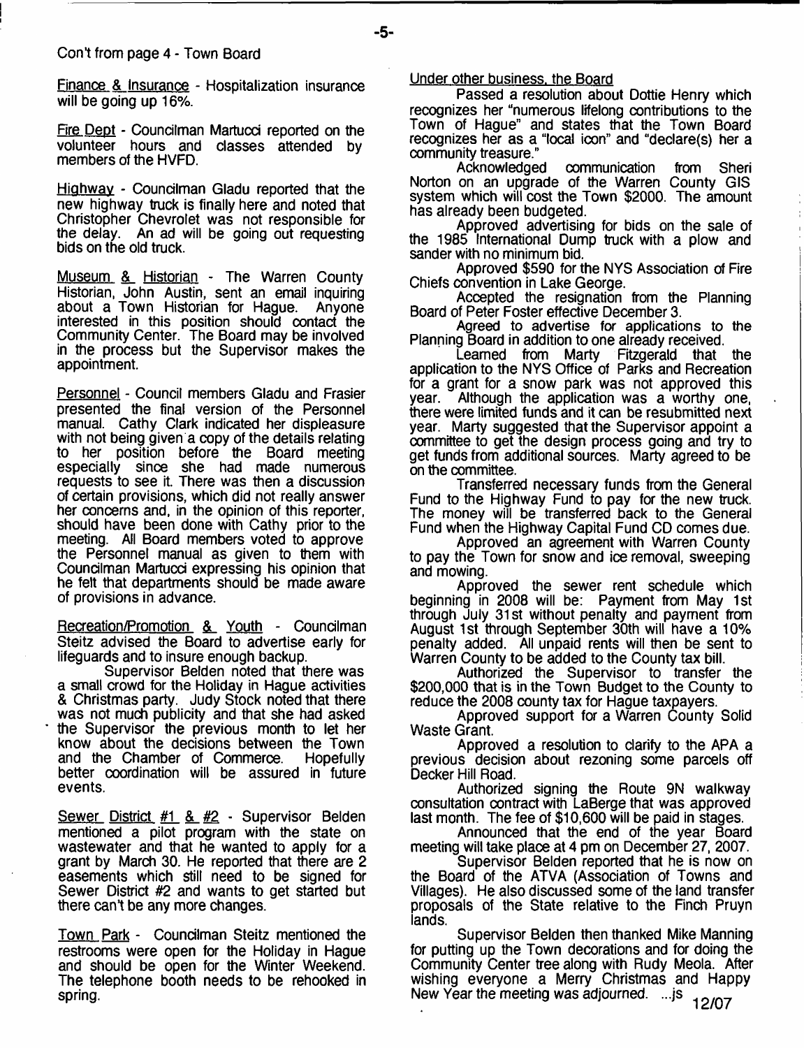Con't from page 4 - Town Board

Finance & Insurance - Hospitalization insurance will be going up 16%.

Fire Dept - Councilman Martucci reported on the volunteer hours and classes attended by members of the HVFD.

Highway - Councilman Gladu reported that the new highway truck is finally here and noted that Christopher Chevrolet was not responsible for the delay. An ad will be going out requesting bids on the old truck.

Museum & Historian - The Warren County Historian, John Austin, sent an email inquiring about a Town Historian for Hague. Anyone interested in this position should contact the Community Center. The Board may be involved in the process but the Supervisor makes the appointment.

Personnel - Council members Gladu and Frasier presented the final version of the Personnel manual. Cathy Clark indicated her displeasure with not being given a copy of the details relating to her position before the Board meeting especially since she had made numerous requests to see it. There was then a discussion of certain provisions, which did not really answer her concerns and, in the opinion of this reporter, should have been done with Cathy prior to the meeting. All Board members voted to approve the Personnel manual as given to them with Councilman Martucci expressing his opinion that he felt that departments should be made aware of provisions in advance.

Recreation/Promotion & Youth - Councilman Steitz advised the Board to advertise early for lifeguards and to insure enough backup.

Supervisor Belden noted that there was a small crowd for the Holiday in Hague activities & Christmas party. Judy Stock noted that there was not much publicity and that she had asked the Supervisor the previous month to let her know about the decisions between the Town and the Chamber of Commerce. Hopefully better coordination will be assured in future events.

Sewer District #1 & #2 - Supervisor Belden mentioned a pilot program with the state on wastewater and that he wanted to apply for a grant by March 30. He reported that there are 2 easements which still need to be signed for Sewer District #2 and wants to get started but there can't be any more changes.

Town Park - Councilman Steitz mentioned the restrooms were open for the Holiday in Hague and should be open for the Winter Weekend. The telephone booth needs to be rehooked in spring.

Under other business, the Board

Passed a resolution about Dottie Henry which recognizes her "numerous lifelong contributions to the Town of Hague" and states that the Town Board recognizes her as a "local icon" and "declare(s) her a community treasure."

Acknowledged communication from Sheri Norton on an upgrade of the Warren County GIS system which will cost the Town $2000. The amount has already been budgeted.

Approved advertising for bids on the sale of the 1985 International Dump truck with a plow and sander with no minimum bid.

Approved $590 for the NYS Association of Fire Chiefs convention in Lake George.

Accepted the resignation from the Planning Board of Peter Foster effective December 3.

Agreed to advertise for applications to the Planning Board in addition to one already received.

Learned from Marty Fitzgerald that the application to the NYS Office of Parks and Recreation for a grant for a snow park was not approved this year. Although the application was a worthy one, there were limited funds and it can be resubmitted next year. Marty suggested that the Supervisor appoint a committee to get the design process going and try to get funds from additional sources. Marty agreed to be on the committee.

Transferred necessary funds from the General Fund to the Highway Fund to pay for the new truck. The money will be transferred back to the General Fund when the Highway Capital Fund CD comes due.

Approved an agreement with Warren County to pay the Town for snow and ice removal, sweeping and mowing.

Approved the sewer rent schedule which beginning in 2008 will be: Payment from May 1st through July 31st without penalty and payment from August 1st through September 30th will have a 10% penalty added. All unpaid rents will then be sent to Warren County to be added to the County tax bill.

Authorized the Supervisor to transfer the $200,000 that is in the Town Budget to the County to reduce the 2008 county tax for Hague taxpayers.

Approved support for a Warren County Solid Waste Grant.

Approved a resolution to clarify to the APA a previous decision about rezoning some parcels off Decker Hill Road.

Authorized signing the Route 9N walkway consultation contract with LaBerge that was approved last month. The fee of $10,600 will be paid in stages.

Announced that the end of the year Board meeting will take place at 4 pm on December 27, 2007.

Supervisor Belden reported that he is now on the Board of the ATVA (Association of Towns and Villages). He also discussed some of the land transfer proposals of the State relative to the Finch Pruyn lands.

Supervisor Belden then thanked Mike Manning for putting up the Town decorations and for doing the Community Center tree along with Rudy Meola. After wishing everyone a Merry Christmas and Happy New Year the meeting was adjourned. ...js 12/07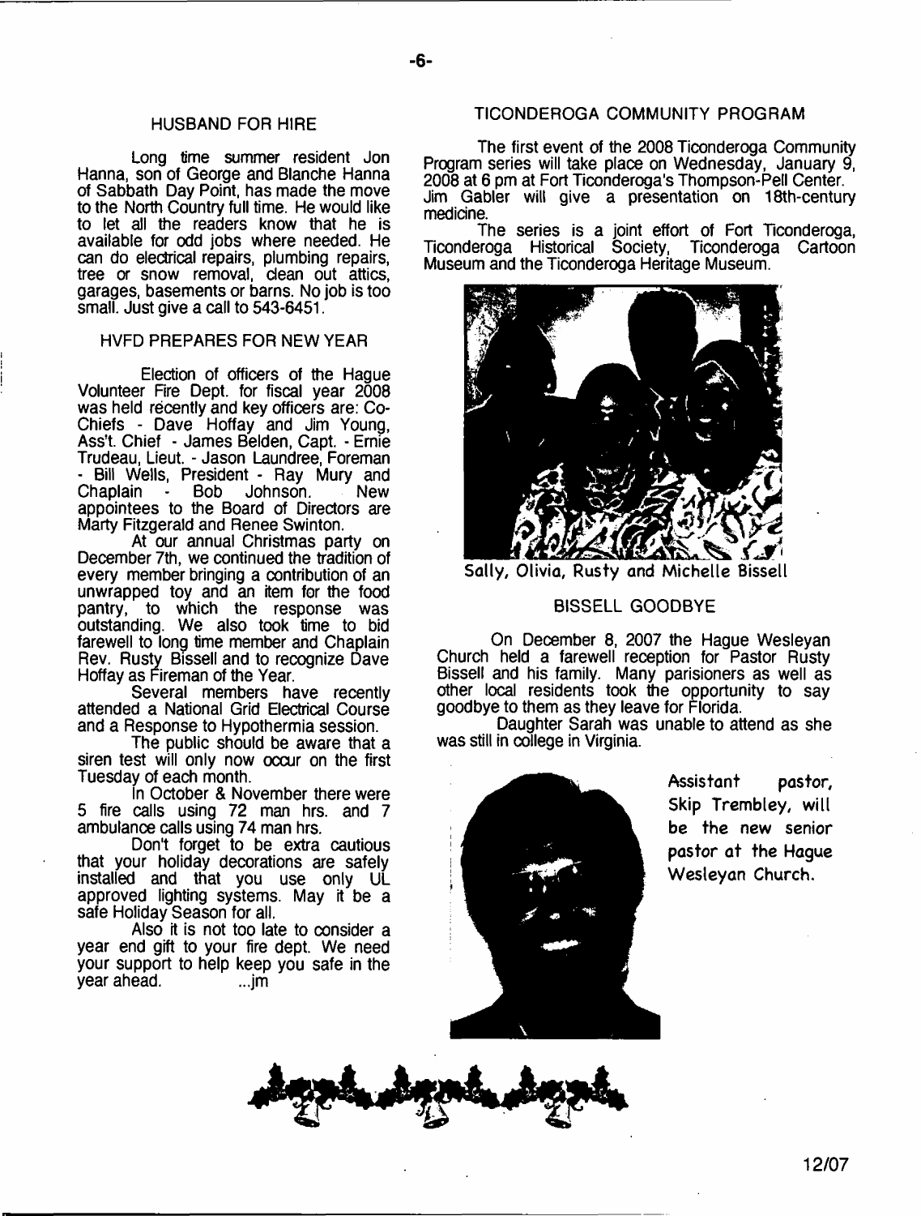## HUSBAND FOR HIRE

Long time summer resident Jon Hanna, son of George and Blanche Hanna of Sabbath Day Point, has made the move to the North Country full time. He would like to let all the readers know that he is available for odd jobs where needed. He can do electrical repairs, plumbing repairs, tree or snow removal, clean out attics, garages, basements or barns. No job is too small. Just give a call to 543-6451.

## HVFD PREPARES FOR NEW YEAR

Election of officers of the Hague Volunteer Fire Dept. for fiscal year 2008 was held recently and key officers are: Co-Chiefs - Dave Hoffay and Jim Young, Ass't. Chief - James Belden, Capt. - Ernie Trudeau, Lieut. - Jason Laundree, Foreman - Bill Wells, President - Ray Mury and Chaplain - Bob Johnson. New appointees to the Board of Directors are Marty Fitzgerald and Renee Swinton.

At our annual Christmas party on December 7th, we continued the tradition of every member bringing a contribution of an unwrapped toy and an item for the food pantry, to which the response was outstanding. We also took time to bid farewell to long time member and Chaplain Rev. Rusty Bissell and to recognize Dave Hoffay as Fireman of the Year.

Several members have recently attended a National Grid Electrical Course and a Response to Hypothermia session.

The public should be aware that a siren test will only now occur on the first Tuesday of each month.

In October & November there were 5 fire calls using 72 man hrs. and 7 ambulance calls using 74 man hrs.

Don't forget to be extra cautious that your holiday decorations are safely installed and that you use only UL approved lighting systems. May it be a safe Holiday Season for all.

Also it is not too late to consider a year end gift to your fire dept. We need your support to help keep you safe in the year ahead. ...jm

## TICONDEROGA COMMUNITY PROGRAM

The first event of the 2008 Ticonderoga Community Program series will take place on Wednesday, January 9, 2008 at 6 pm at Fort Ticonderoga's Thompson-Pell Center. Jim Gabler will give a presentation on 18th-century medicine.

The series is a joint effort of Fort Ticonderoga, Ticonderoga Historical Society, Ticonderoga Cartoon Museum and the Ticonderoga Heritage Museum.

Sally, Olivia, Rusty and Michelle Bissell

## BISSELL GOODBYE

On December 8, 2007 the Hague Wesleyan Church held a farewell reception for Pastor Rusty Bissell and his family. Many parisioners as well as other local residents took the opportunity to say goodbye to them as they leave for Florida.

Daughter Sarah was unable to attend as she was still in college in Virginia.

Assistant pastor, Skip Trembley, will be the new senior pastor at the Hague Wesleyan Church.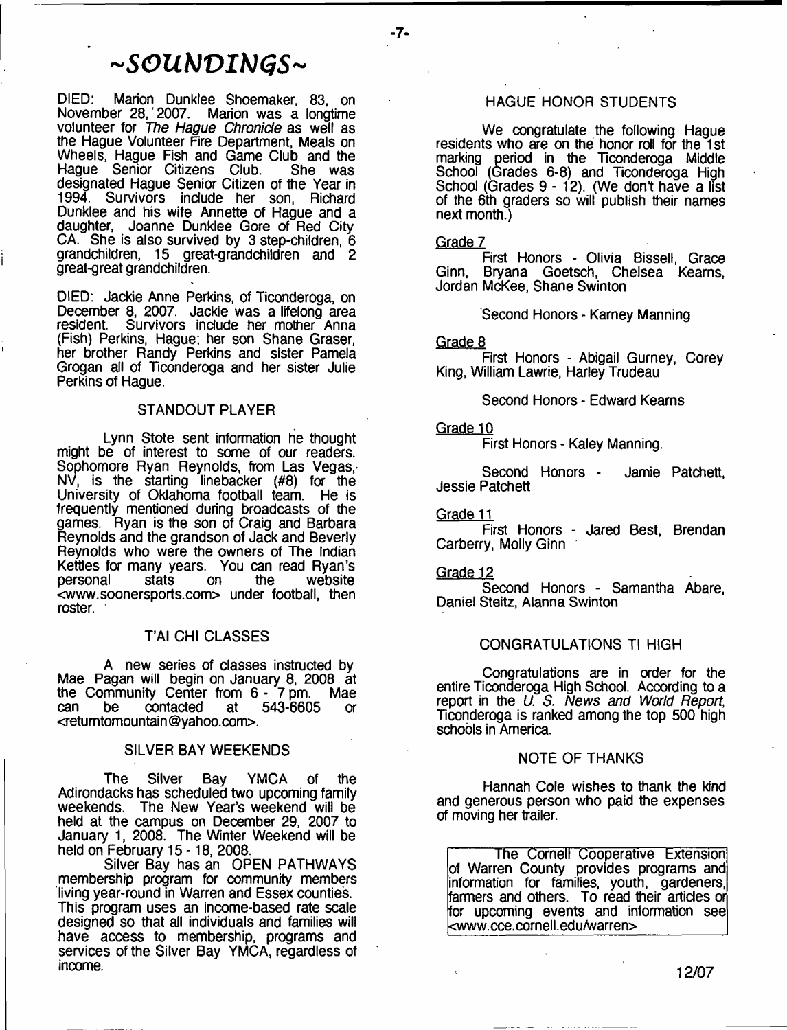# ~SOUNDINGS~

DIED: Marion Dunklee Shoemaker, 83, on November 28, 2007. Marion was a longtime volunteer for *The Hague Chronicle* as well as the Hague Volunteer Fire Department, Meals on Wheels, Hague Fish and Game Club and the Hague Senior Citizens Club. She was designated Hague Senior Citizen of the Year in 1994. Survivors include her son, Richard Dunklee and his wife Annette of Hague and a daughter, Joanne Dunklee Gore of Red City CA. She is also survived by 3 step-children, 6 grandchildren, 15 great-grandchildren and 2 great-great grandchildren.

DIED: Jackie Anne Perkins, of Ticonderoga, on December 8, 2007. Jackie was a lifelong area resident. Survivors include her mother Anna (Fish) Perkins, Hague; her son Shane Graser, her brother Randy Perkins and sister Pamela Grogan all of Ticonderoga and her sister Julie Perkins of Hague.

## STANDOUT PLAYER

Lynn Stote sent information he thought might be of interest to some of our readers. Sophomore Ryan Reynolds, from Las Vegas, NV, is the starting linebacker (#8) for the University of Oklahoma football team. He is frequently mentioned during broadcasts of the games. Ryan is the son of Craig and Barbara Reynolds and the grandson of Jack and Beverly Reynolds who were the owners of The Indian Kettles for many years. You can read Ryan's personal stats on the website <www.soonersports.com> under football, then roster.

## T'AI CHI CLASSES

A new series of classes instructed by Mae Pagan will begin on January 8, 2008 at the Community Center from 6 - 7 pm. Mae can be contacted at 543-6605 or <returntomountain@yahoo.com>.

## SILVER BAY WEEKENDS

The Silver Bay YMCA of the Adirondacks has scheduled two upcoming family weekends. The New Year's weekend will be held at the campus on December 29, 2007 to January 1, 2008. The Winter Weekend will be held on February 15 - 18, 2008.

Silver Bay has an OPEN PATHWAYS membership program for community members living year-round in Warren and Essex counties. This program uses an income-based rate scale designed so that all individuals and families will have access to membership, programs and services of the Silver Bay YMCA, regardless of income.

## HAGUE HONOR STUDENTS

We congratulate the following Hague residents who are on the honor roll for the 1st marking period in the Ticonderoga Middle School (Grades 6-8) and Ticonderoga High School (Grades 9 - 12). (We don't have a list of the 6th graders so will publish their names next month.)

Grade 7

First Honors - Olivia Bissell, Grace Ginn, Bryana Goetsch, Chelsea Kearns, Jordan McKee, Shane Swinton

Second Honors - Karney Manning

Grade 8

First Honors - Abigail Gurney, Corey King, William Lawrie, Harley Trudeau

Second Honors - Edward Kearns

Grade 10

First Honors - Kaley Manning.

Second Honors - Jamie Patchett, Jessie Patchett

Grade 11

First Honors - Jared Best, Brendan Carberry, Molly Ginn

Grade 12

Second Honors - Samantha Abare, Daniel Steitz, Alanna Swinton

## CONGRATULATIONS TI HIGH

Congratulations are in order for the entire Ticonderoga High School. According to a report in the *U. S. News and World Report*, Ticonderoga is ranked among the top 500 high schools in America.

## NOTE OF THANKS

Hannah Cole wishes to thank the kind and generous person who paid the expenses of moving her trailer.

The Cornell Cooperative Extension of Warren County provides programs and information for families, youth, gardeners, farmers and others. To read their articles or for upcoming events and information see <www.cce.cornell.edu/warren>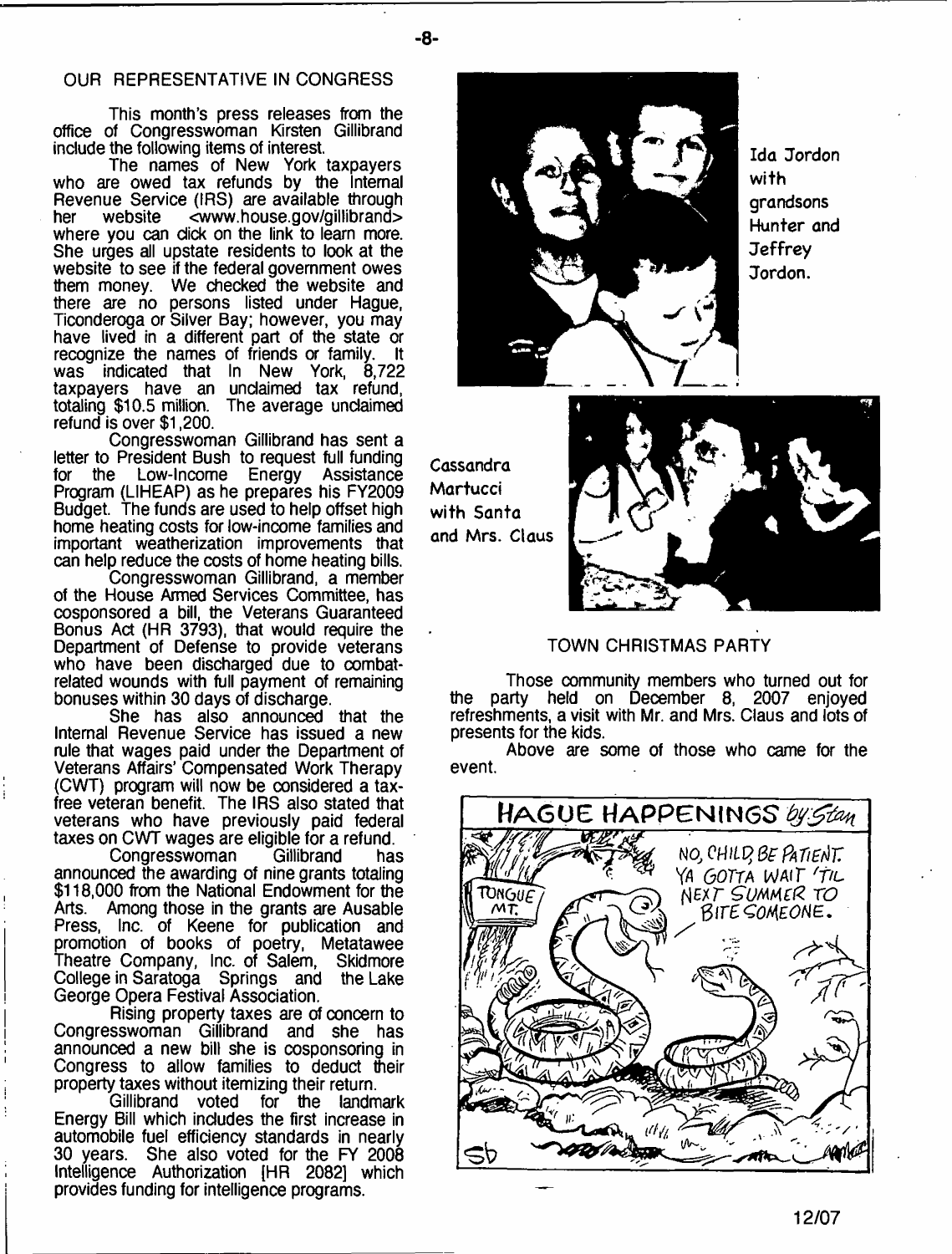## OUR REPRESENTATIVE IN CONGRESS

This month's press releases from the office of Congresswoman Kirsten Gillibrand include the following items of interest.

The names of New York taxpayers who are owed tax refunds by the Internal Revenue Service (IRS) are available through her website <www.house.gov/gillibrand> where you can click on the link to learn more. She urges all upstate residents to look at the website to see if the federal government owes them money. We checked the website and there are no persons listed under Hague, Ticonderoga or Silver Bay; however, you may have lived in a different part of the state or recognize the names of friends or family. It was indicated that In New York, 8,722 taxpayers have an unclaimed tax refund, totaling $10.5 million. The average unclaimed refund is over $1,200.

Congresswoman Gillibrand has sent a letter to President Bush to request full funding for the Low-Income Energy Assistance Program (LIHEAP) as he prepares his FY2009 Budget. The funds are used to help offset high home heating costs for low-income families and important weatherization improvements that can help reduce the costs of home heating bills.

Congresswoman Gillibrand, a member of the House Armed Services Committee, has cosponsored a bill, the Veterans Guaranteed Bonus Act (HR 3793), that would require the Department of Defense to provide veterans who have been discharged due to combat-related wounds with full payment of remaining bonuses within 30 days of discharge.

She has also announced that the Internal Revenue Service has issued a new rule that wages paid under the Department of Veterans Affairs' Compensated Work Therapy (CWT) program will now be considered a tax-free veteran benefit. The IRS also stated that veterans who have previously paid federal taxes on CWT wages are eligible for a refund.

Congresswoman Gillibrand has announced the awarding of nine grants totaling $118,000 from the National Endowment for the Arts. Among those in the grants are Ausable Press, Inc. of Keene for publication and promotion of books of poetry, Metatawee Theatre Company, Inc. of Salem, Skidmore College in Saratoga Springs and the Lake George Opera Festival Association.

Rising property taxes are of concern to Congresswoman Gillibrand and she has announced a new bill she is cosponsoring in Congress to allow families to deduct their property taxes without itemizing their return.

Gillibrand voted for the landmark Energy Bill which includes the first increase in automobile fuel efficiency standards in nearly 30 years. She also voted for the FY 2008 Intelligence Authorization [HR 2082] which provides funding for intelligence programs.

Ida Jordon with grandsons Hunter and Jeffrey Jordon.

Cassandra Martucci with Santa and Mrs. Claus

## TOWN CHRISTMAS PARTY

Those community members who turned out for the party held on December 8, 2007 enjoyed refreshments, a visit with Mr. and Mrs. Claus and lots of presents for the kids.

Above are some of those who came for the event.

HAGUE HAPPENINGS by Stan

12/07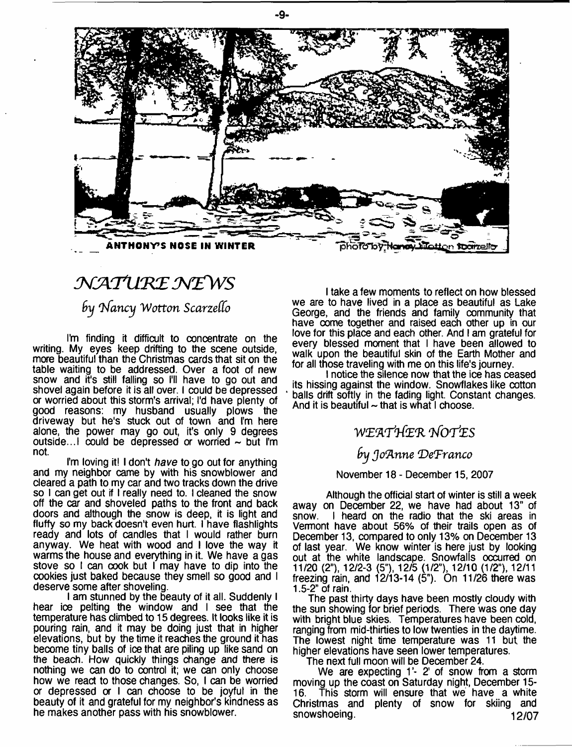ANTHONY'S NOSE IN WINTER

photo by Nancy Wotton Scarzello

# NATURE NEWS

*by Nancy Wotton Scarzello*

I'm finding it difficult to concentrate on the writing. My eyes keep drifting to the scene outside, more beautiful than the Christmas cards that sit on the table waiting to be addressed. Over a foot of new snow and it's still falling so I'll have to go out and shovel again before it is all over. I could be depressed or worried about this storm's arrival; I'd have plenty of good reasons: my husband usually plows the driveway but he's stuck out of town and I'm here alone, the power may go out, it's only 9 degrees outside...I could be depressed or worried ~ but I'm not.

I'm loving it! I don't *have* to go out for anything and my neighbor came by with his snowblower and cleared a path to my car and two tracks down the drive so I can get out if I really need to. I cleaned the snow off the car and shoveled paths to the front and back doors and although the snow is deep, it is light and fluffy so my back doesn't even hurt. I have flashlights ready and lots of candles that I would rather burn anyway. We heat with wood and I love the way it warms the house and everything in it. We have a gas stove so I can cook but I may have to dip into the cookies just baked because they smell so good and I deserve some after shoveling.

I am stunned by the beauty of it all. Suddenly I hear ice pelting the window and I see that the temperature has climbed to 15 degrees. It looks like it is pouring rain, and it may be doing just that in higher elevations, but by the time it reaches the ground it has become tiny balls of ice that are piling up like sand on the beach. How quickly things change and there is nothing we can do to control it; we can only choose how we react to those changes. So, I can be worried or depressed or I can choose to be joyful in the beauty of it and grateful for my neighbor's kindness as he makes another pass with his snowblower.

I take a few moments to reflect on how blessed we are to have lived in a place as beautiful as Lake George, and the friends and family community that have come together and raised each other up in our love for this place and each other. And I am grateful for every blessed moment that I have been allowed to walk upon the beautiful skin of the Earth Mother and for all those traveling with me on this life's journey.

I notice the silence now that the ice has ceased its hissing against the window. Snowflakes like cotton balls drift softly in the fading light. Constant changes. And it is beautiful ~ that is what I choose.

## WEATHER NOTES

*by JoAnne DeFranco*

November 18 - December 15, 2007

Although the official start of winter is still a week away on December 22, we have had about 13" of snow. I heard on the radio that the ski areas in Vermont have about 56% of their trails open as of December 13, compared to only 13% on December 13 of last year. We know winter is here just by looking out at the white landscape. Snowfalls occurred on 11/20 (2"), 12/2-3 (5"), 12/5 (1/2"), 12/10 (1/2"), 12/11 freezing rain, and 12/13-14 (5"). On 11/26 there was 1.5-2" of rain.

The past thirty days have been mostly cloudy with the sun showing for brief periods. There was one day with bright blue skies. Temperatures have been cold, ranging from mid-thirties to low twenties in the daytime. The lowest night time temperature was 11 but the higher elevations have seen lower temperatures.

The next full moon will be December 24.

We are expecting 1'- 2' of snow from a storm moving up the coast on Saturday night, December 15-16. This storm will ensure that we have a white Christmas and plenty of snow for skiing and snowshoeing.

12/07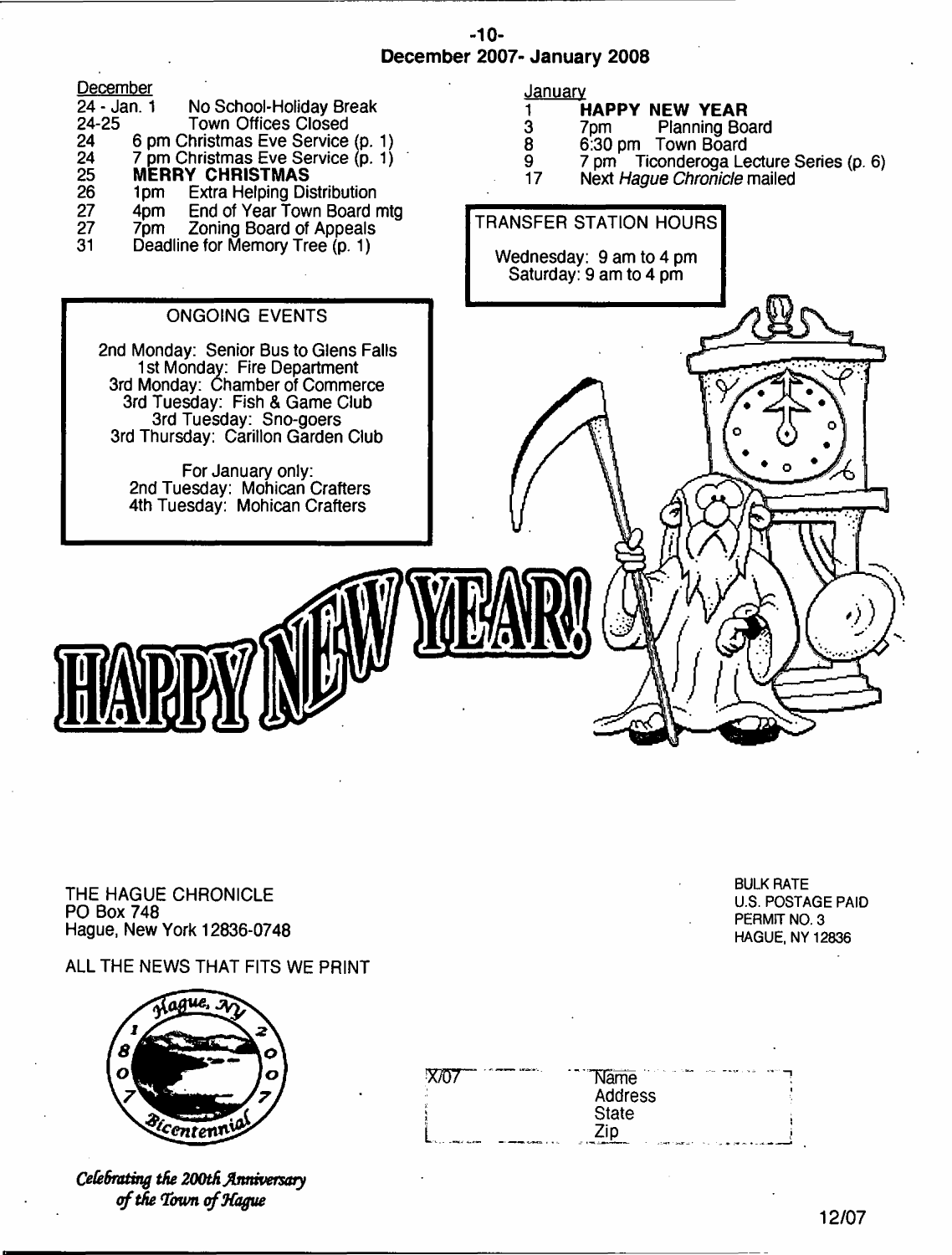## December 2007- January 2008

**December**

| | | |
|---|---|---|
| 24 - Jan. 1 | No School-Holiday Break | |
| 24-25 | Town Offices Closed | |
| 24 | 6 pm | Christmas Eve Service (p. 1) |
| 24 | 7 pm | Christmas Eve Service (p. 1) |
| 25 | **MERRY CHRISTMAS** | |
| 26 | 1pm | Extra Helping Distribution |
| 27 | 4pm | End of Year Town Board mtg |
| 27 | 7pm | Zoning Board of Appeals |
| 31 | Deadline for Memory Tree (p. 1) | |

**January**

| | | |
|---|---|---|
| 1 | **HAPPY NEW YEAR** | |
| 3 | 7pm | Planning Board |
| 8 | 6:30 pm | Town Board |
| 9 | 7 pm | Ticonderoga Lecture Series (p. 6) |
| 17 | Next *Hague Chronicle* mailed | |

**TRANSFER STATION HOURS**

Wednesday: 9 am to 4 pm
Saturday: 9 am to 4 pm

**ONGOING EVENTS**

2nd Monday: Senior Bus to Glens Falls
1st Monday: Fire Department
3rd Monday: Chamber of Commerce
3rd Tuesday: Fish & Game Club
3rd Tuesday: Sno-goers
3rd Thursday: Carillon Garden Club

For January only:
2nd Tuesday: Mohican Crafters
4th Tuesday: Mohican Crafters

HAPPY NEW YEAR!

THE HAGUE CHRONICLE
PO Box 748
Hague, New York 12836-0748

ALL THE NEWS THAT FITS WE PRINT

BULK RATE
U.S. POSTAGE PAID
PERMIT NO. 3
HAGUE, NY 12836

Hague, NY 1807 2007 Bicentennial

*Celebrating the 200th Anniversary of the Town of Hague*

X/07 Name
Address
State
Zip

12/07